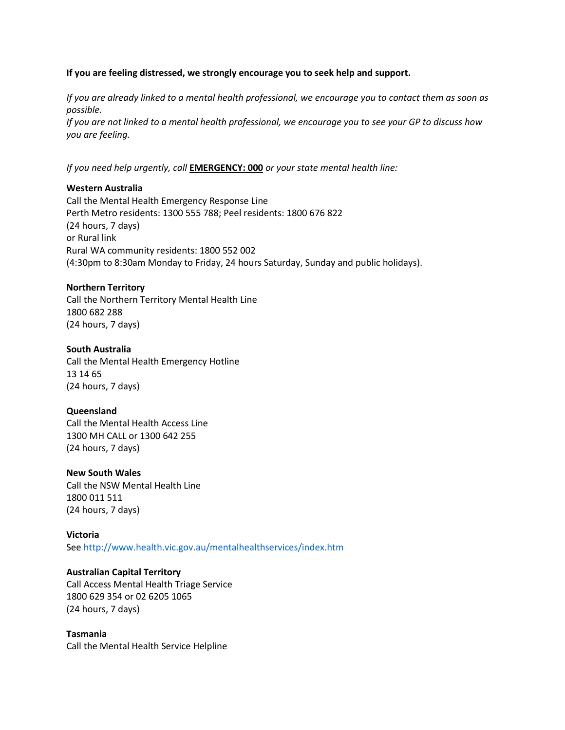**If you are feeling distressed, we strongly encourage you to seek help and support.**

*If you are already linked to a mental health professional, we encourage you to contact them as soon as possible.*
*If you are not linked to a mental health professional, we encourage you to see your GP to discuss how you are feeling.*

*If you need help urgently, call* **EMERGENCY: 000** *or your state mental health line:*

**Western Australia**
Call the Mental Health Emergency Response Line
Perth Metro residents: 1300 555 788; Peel residents: 1800 676 822
(24 hours, 7 days)
or Rural link
Rural WA community residents: 1800 552 002
(4:30pm to 8:30am Monday to Friday, 24 hours Saturday, Sunday and public holidays).

**Northern Territory**
Call the Northern Territory Mental Health Line
1800 682 288
(24 hours, 7 days)

**South Australia**
Call the Mental Health Emergency Hotline
13 14 65
(24 hours, 7 days)

**Queensland**
Call the Mental Health Access Line
1300 MH CALL or 1300 642 255
(24 hours, 7 days)

**New South Wales**
Call the NSW Mental Health Line
1800 011 511
(24 hours, 7 days)

**Victoria**
See http://www.health.vic.gov.au/mentalhealthservices/index.htm

**Australian Capital Territory**
Call Access Mental Health Triage Service
1800 629 354 or 02 6205 1065
(24 hours, 7 days)

**Tasmania**
Call the Mental Health Service Helpline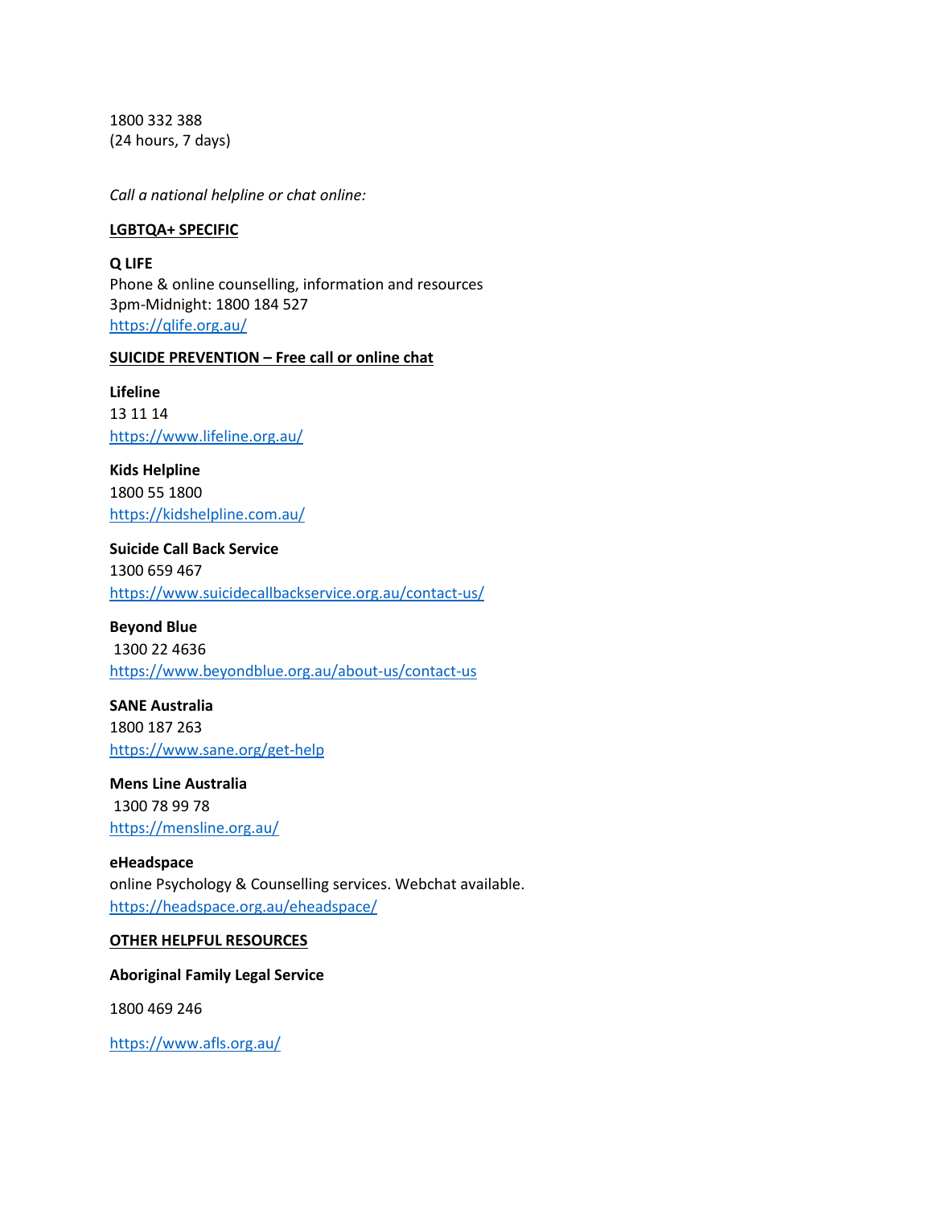1800 332 388
(24 hours, 7 days)

*Call a national helpline or chat online:*

**LGBTQA+ SPECIFIC**

**Q LIFE**
Phone & online counselling, information and resources
3pm-Midnight: 1800 184 527
https://qlife.org.au/

**SUICIDE PREVENTION – Free call or online chat**

**Lifeline**
13 11 14
https://www.lifeline.org.au/

**Kids Helpline**
1800 55 1800
https://kidshelpline.com.au/

**Suicide Call Back Service**
1300 659 467
https://www.suicidecallbackservice.org.au/contact-us/

**Beyond Blue**
1300 22 4636
https://www.beyondblue.org.au/about-us/contact-us

**SANE Australia**
1800 187 263
https://www.sane.org/get-help

**Mens Line Australia**
1300 78 99 78
https://mensline.org.au/

**eHeadspace**
online Psychology & Counselling services. Webchat available.
https://headspace.org.au/eheadspace/

**OTHER HELPFUL RESOURCES**

**Aboriginal Family Legal Service**

1800 469 246

https://www.afls.org.au/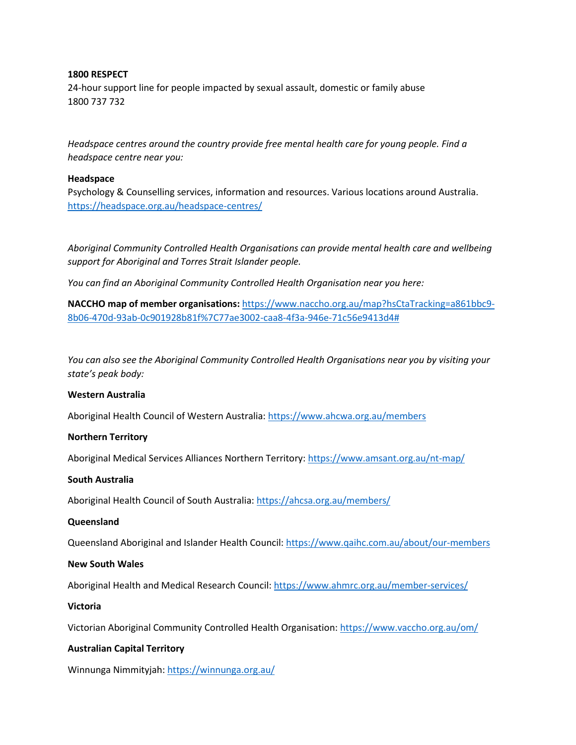**1800 RESPECT**
24-hour support line for people impacted by sexual assault, domestic or family abuse
1800 737 732

*Headspace centres around the country provide free mental health care for young people. Find a headspace centre near you:*

**Headspace**
Psychology & Counselling services, information and resources. Various locations around Australia.
https://headspace.org.au/headspace-centres/

*Aboriginal Community Controlled Health Organisations can provide mental health care and wellbeing support for Aboriginal and Torres Strait Islander people.*

*You can find an Aboriginal Community Controlled Health Organisation near you here:*

**NACCHO map of member organisations:** https://www.naccho.org.au/map?hsCtaTracking=a861bbc9-8b06-470d-93ab-0c901928b81f%7C77ae3002-caa8-4f3a-946e-71c56e9413d4#

*You can also see the Aboriginal Community Controlled Health Organisations near you by visiting your state's peak body:*

**Western Australia**

Aboriginal Health Council of Western Australia: https://www.ahcwa.org.au/members

**Northern Territory**

Aboriginal Medical Services Alliances Northern Territory: https://www.amsant.org.au/nt-map/

**South Australia**

Aboriginal Health Council of South Australia: https://ahcsa.org.au/members/

**Queensland**

Queensland Aboriginal and Islander Health Council: https://www.qaihc.com.au/about/our-members

**New South Wales**

Aboriginal Health and Medical Research Council: https://www.ahmrc.org.au/member-services/

**Victoria**

Victorian Aboriginal Community Controlled Health Organisation: https://www.vaccho.org.au/om/

**Australian Capital Territory**

Winnunga Nimmityjah: https://winnunga.org.au/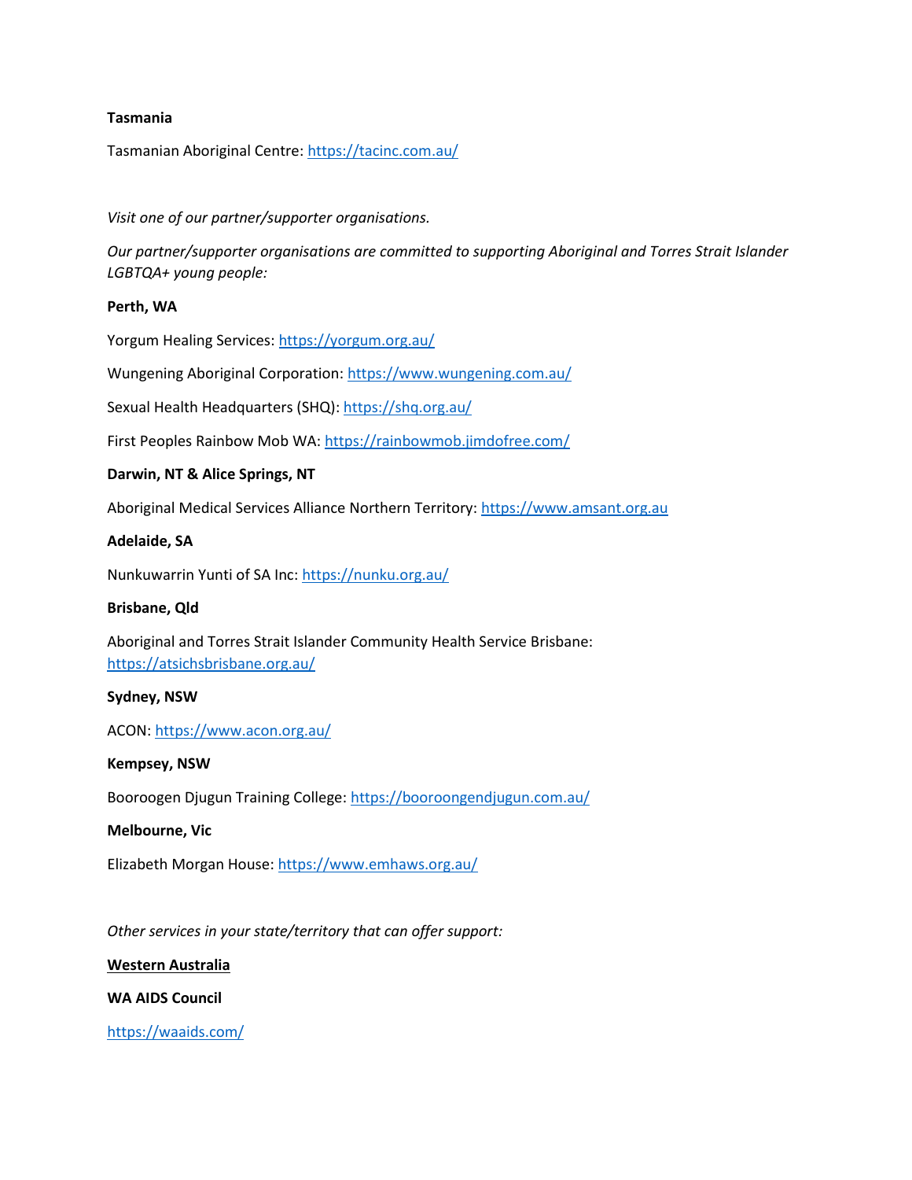**Tasmania**

Tasmanian Aboriginal Centre: [https://tacinc.com.au/](https://tacinc.com.au/)

*Visit one of our partner/supporter organisations.*

*Our partner/supporter organisations are committed to supporting Aboriginal and Torres Strait Islander LGBTQA+ young people:*

**Perth, WA**

Yorgum Healing Services: [https://yorgum.org.au/](https://yorgum.org.au/)

Wungening Aboriginal Corporation: [https://www.wungening.com.au/](https://www.wungening.com.au/)

Sexual Health Headquarters (SHQ): [https://shq.org.au/](https://shq.org.au/)

First Peoples Rainbow Mob WA: [https://rainbowmob.jimdofree.com/](https://rainbowmob.jimdofree.com/)

**Darwin, NT & Alice Springs, NT**

Aboriginal Medical Services Alliance Northern Territory: [https://www.amsant.org.au](https://www.amsant.org.au)

**Adelaide, SA**

Nunkuwarrin Yunti of SA Inc: [https://nunku.org.au/](https://nunku.org.au/)

**Brisbane, Qld**

Aboriginal and Torres Strait Islander Community Health Service Brisbane: [https://atsichsbrisbane.org.au/](https://atsichsbrisbane.org.au/)

**Sydney, NSW**

ACON: [https://www.acon.org.au/](https://www.acon.org.au/)

**Kempsey, NSW**

Booroogen Djugun Training College: [https://booroongendjugun.com.au/](https://booroongendjugun.com.au/)

**Melbourne, Vic**

Elizabeth Morgan House: [https://www.emhaws.org.au/](https://www.emhaws.org.au/)

*Other services in your state/territory that can offer support:*

**Western Australia**

**WA AIDS Council**

[https://waaids.com/](https://waaids.com/)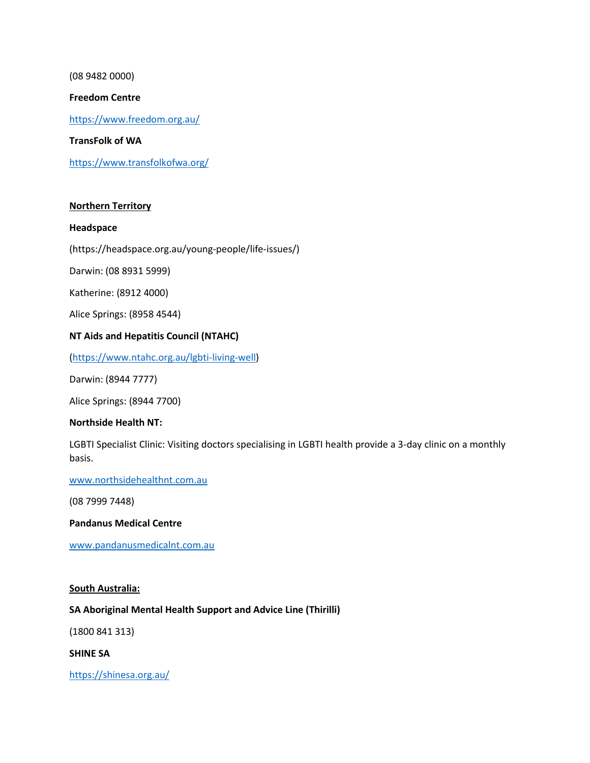(08 9482 0000)

**Freedom Centre**

https://www.freedom.org.au/

**TransFolk of WA**

https://www.transfolkofwa.org/

**Northern Territory**

**Headspace**

(https://headspace.org.au/young-people/life-issues/)

Darwin: (08 8931 5999)

Katherine: (8912 4000)

Alice Springs: (8958 4544)

**NT Aids and Hepatitis Council (NTAHC)**

(https://www.ntahc.org.au/lgbti-living-well)

Darwin: (8944 7777)

Alice Springs: (8944 7700)

**Northside Health NT:**

LGBTI Specialist Clinic: Visiting doctors specialising in LGBTI health provide a 3-day clinic on a monthly basis.

www.northsidehealthnt.com.au

(08 7999 7448)

**Pandanus Medical Centre**

www.pandanusmedicalnt.com.au

**South Australia:**

**SA Aboriginal Mental Health Support and Advice Line (Thirilli)**

(1800 841 313)

**SHINE SA**

https://shinesa.org.au/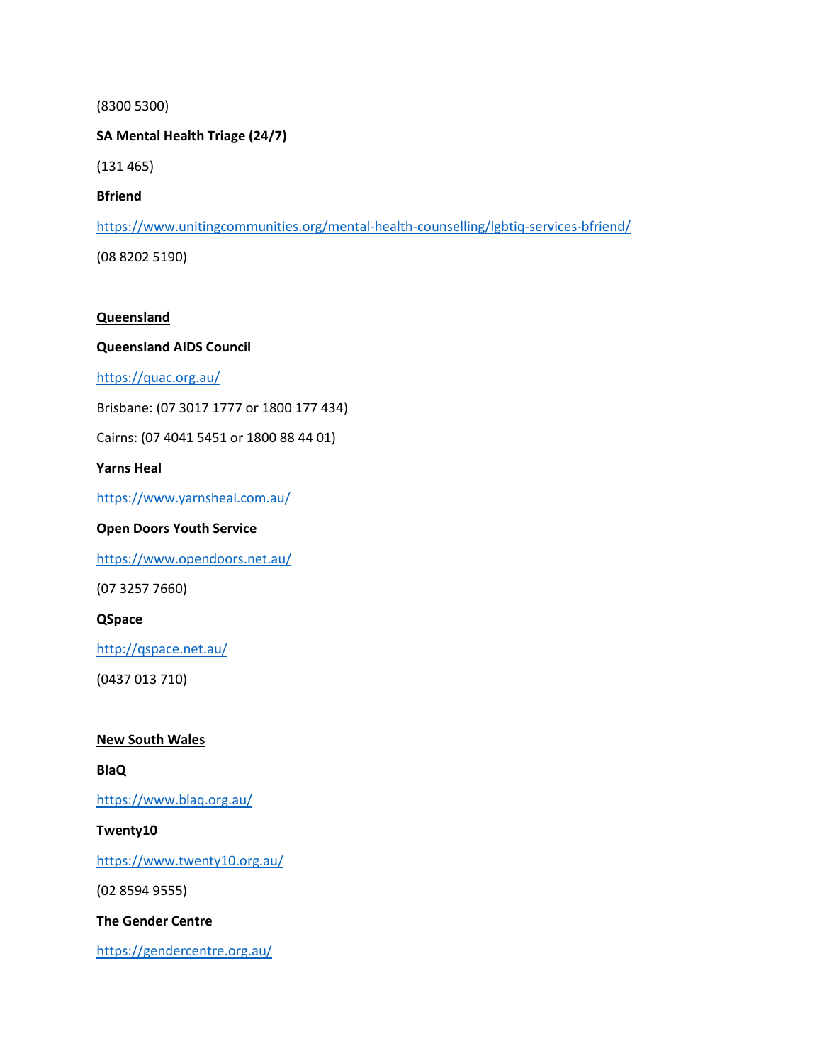(8300 5300)

**SA Mental Health Triage (24/7)**

(131 465)

**Bfriend**

https://www.unitingcommunities.org/mental-health-counselling/lgbtiq-services-bfriend/

(08 8202 5190)

## Queensland

**Queensland AIDS Council**

https://quac.org.au/

Brisbane: (07 3017 1777 or 1800 177 434)

Cairns: (07 4041 5451 or 1800 88 44 01)

**Yarns Heal**

https://www.yarnsheal.com.au/

**Open Doors Youth Service**

https://www.opendoors.net.au/

(07 3257 7660)

**QSpace**

http://qspace.net.au/

(0437 013 710)

## New South Wales

**BlaQ**

https://www.blaq.org.au/

**Twenty10**

https://www.twenty10.org.au/

(02 8594 9555)

**The Gender Centre**

https://gendercentre.org.au/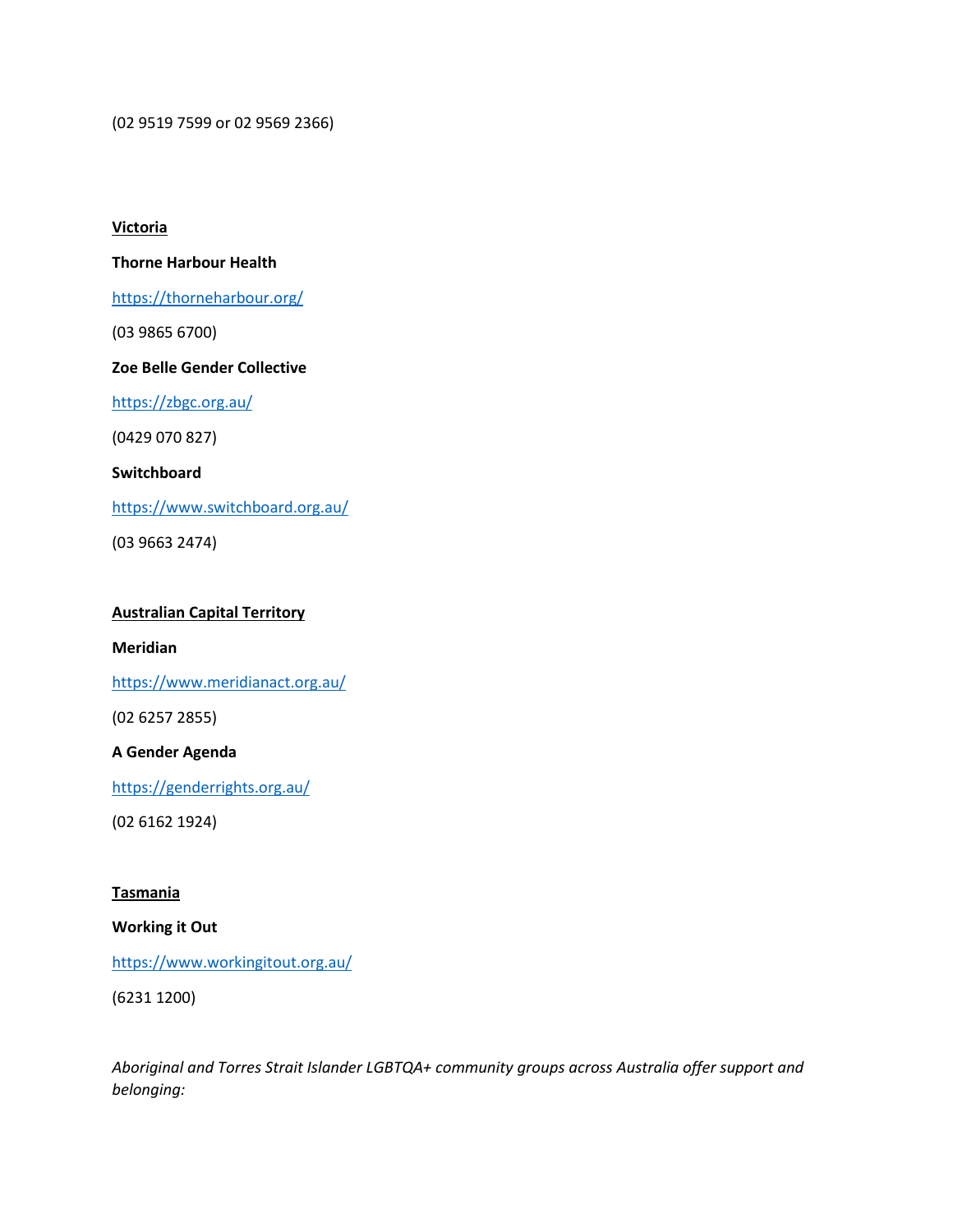(02 9519 7599 or 02 9569 2366)

**Victoria**

**Thorne Harbour Health**

https://thorneharbour.org/

(03 9865 6700)

**Zoe Belle Gender Collective**

https://zbgc.org.au/

(0429 070 827)

**Switchboard**

https://www.switchboard.org.au/

(03 9663 2474)

**Australian Capital Territory**

**Meridian**

https://www.meridianact.org.au/

(02 6257 2855)

**A Gender Agenda**

https://genderrights.org.au/

(02 6162 1924)

**Tasmania**

**Working it Out**

https://www.workingitout.org.au/

(6231 1200)

*Aboriginal and Torres Strait Islander LGBTQA+ community groups across Australia offer support and belonging:*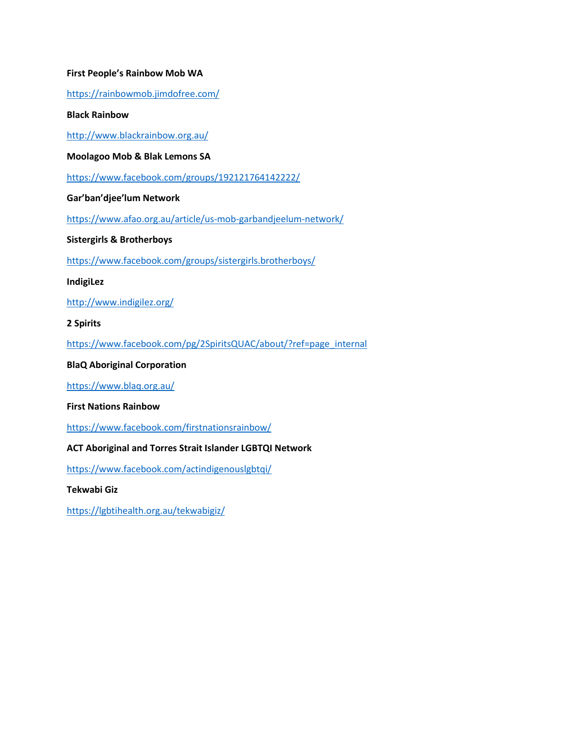**First People's Rainbow Mob WA**

https://rainbowmob.jimdofree.com/

**Black Rainbow**

http://www.blackrainbow.org.au/

**Moolagoo Mob & Blak Lemons SA**

https://www.facebook.com/groups/192121764142222/

**Gar'ban'djee'lum Network**

https://www.afao.org.au/article/us-mob-garbandjeelum-network/

**Sistergirls & Brotherboys**

https://www.facebook.com/groups/sistergirls.brotherboys/

**IndigiLez**

http://www.indigilez.org/

**2 Spirits**

https://www.facebook.com/pg/2SpiritsQUAC/about/?ref=page_internal

**BlaQ Aboriginal Corporation**

https://www.blaq.org.au/

**First Nations Rainbow**

https://www.facebook.com/firstnationsrainbow/

**ACT Aboriginal and Torres Strait Islander LGBTQI Network**

https://www.facebook.com/actindigenouslgbtqi/

**Tekwabi Giz**

https://lgbtihealth.org.au/tekwabigiz/